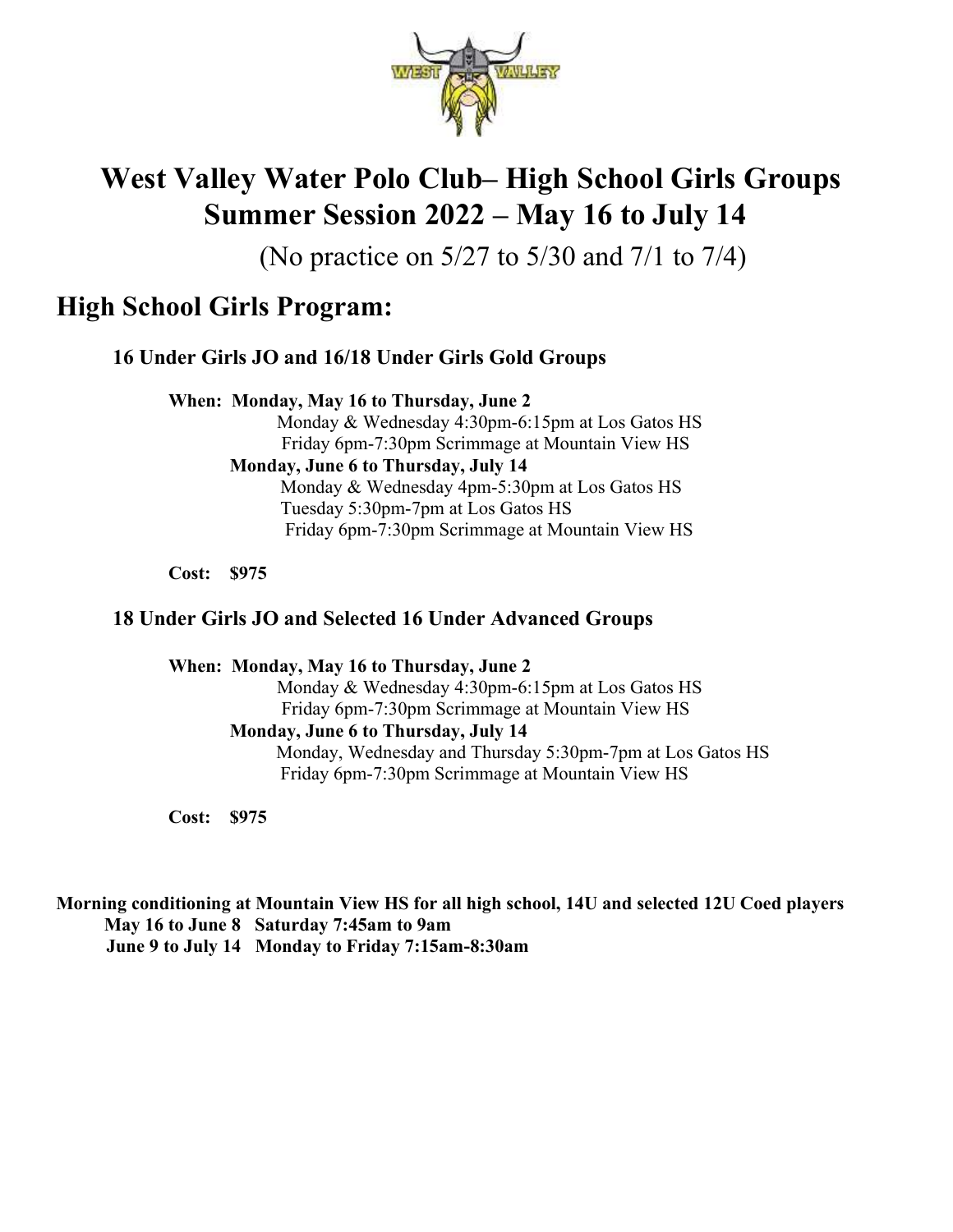# West Valley Water Polo Club– High School Girls Groups
# Summer Session 2022 – May 16 to July 14

(No practice on 5/27 to 5/30 and 7/1 to 7/4)

## High School Girls Program:

### 16 Under Girls JO and 16/18 Under Girls Gold Groups

**When: Monday, May 16 to Thursday, June 2**

Monday & Wednesday 4:30pm-6:15pm at Los Gatos HS
Friday 6pm-7:30pm Scrimmage at Mountain View HS

**Monday, June 6 to Thursday, July 14**

Monday & Wednesday 4pm-5:30pm at Los Gatos HS
Tuesday 5:30pm-7pm at Los Gatos HS
Friday 6pm-7:30pm Scrimmage at Mountain View HS

**Cost: $975**

### 18 Under Girls JO and Selected 16 Under Advanced Groups

**When: Monday, May 16 to Thursday, June 2**

Monday & Wednesday 4:30pm-6:15pm at Los Gatos HS
Friday 6pm-7:30pm Scrimmage at Mountain View HS

**Monday, June 6 to Thursday, July 14**

Monday, Wednesday and Thursday 5:30pm-7pm at Los Gatos HS
Friday 6pm-7:30pm Scrimmage at Mountain View HS

**Cost: $975**

**Morning conditioning at Mountain View HS for all high school, 14U and selected 12U Coed players**

**May 16 to June 8 Saturday 7:45am to 9am**

**June 9 to July 14 Monday to Friday 7:15am-8:30am**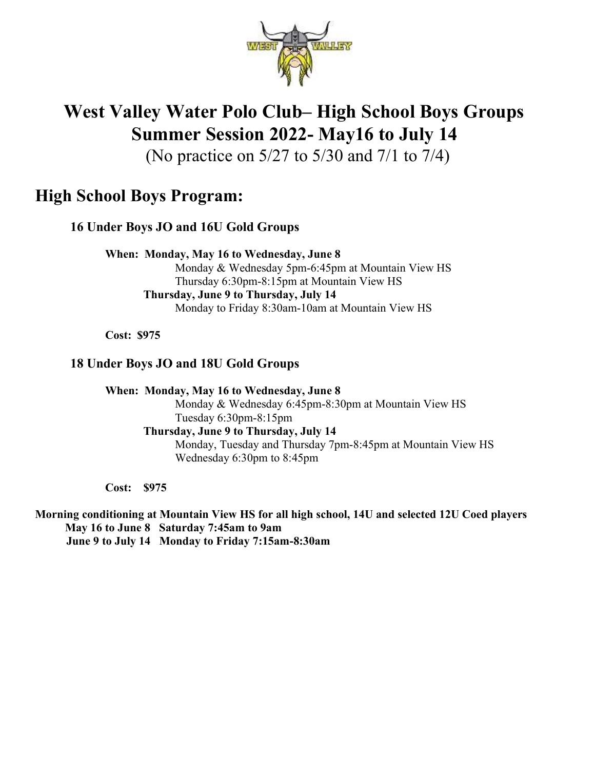# West Valley Water Polo Club– High School Boys Groups
# Summer Session 2022- May16 to July 14

(No practice on 5/27 to 5/30 and 7/1 to 7/4)

## High School Boys Program:

### 16 Under Boys JO and 16U Gold Groups

**When: Monday, May 16 to Wednesday, June 8**

Monday & Wednesday 5pm-6:45pm at Mountain View HS
Thursday 6:30pm-8:15pm at Mountain View HS

**Thursday, June 9 to Thursday, July 14**

Monday to Friday 8:30am-10am at Mountain View HS

**Cost: $975**

### 18 Under Boys JO and 18U Gold Groups

**When: Monday, May 16 to Wednesday, June 8**

Monday & Wednesday 6:45pm-8:30pm at Mountain View HS
Tuesday 6:30pm-8:15pm

**Thursday, June 9 to Thursday, July 14**

Monday, Tuesday and Thursday 7pm-8:45pm at Mountain View HS
Wednesday 6:30pm to 8:45pm

**Cost: $975**

**Morning conditioning at Mountain View HS for all high school, 14U and selected 12U Coed players**

**May 16 to June 8 Saturday 7:45am to 9am**

**June 9 to July 14 Monday to Friday 7:15am-8:30am**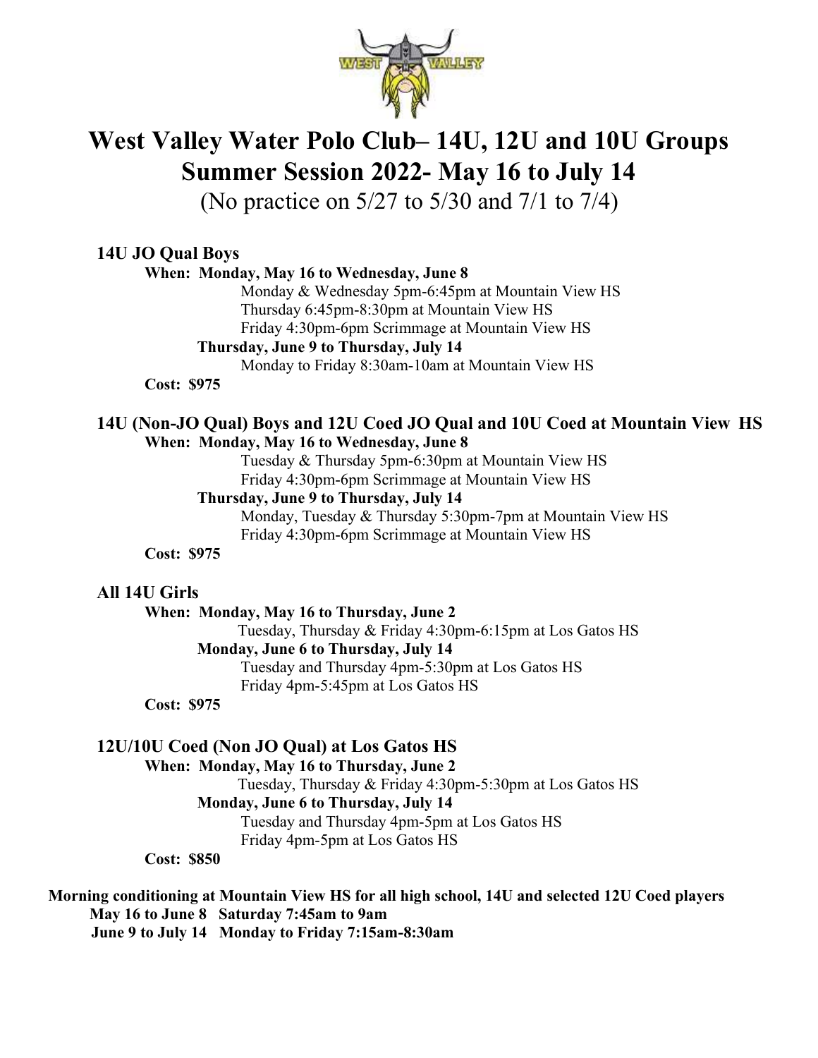# West Valley Water Polo Club– 14U, 12U and 10U Groups
# Summer Session 2022- May 16 to July 14

(No practice on 5/27 to 5/30 and 7/1 to 7/4)

## 14U JO Qual Boys

**When: Monday, May 16 to Wednesday, June 8**

Monday & Wednesday 5pm-6:45pm at Mountain View HS
Thursday 6:45pm-8:30pm at Mountain View HS
Friday 4:30pm-6pm Scrimmage at Mountain View HS

**Thursday, June 9 to Thursday, July 14**

Monday to Friday 8:30am-10am at Mountain View HS

**Cost: $975**

## 14U (Non-JO Qual) Boys and 12U Coed JO Qual and 10U Coed at Mountain View HS

**When: Monday, May 16 to Wednesday, June 8**

Tuesday & Thursday 5pm-6:30pm at Mountain View HS
Friday 4:30pm-6pm Scrimmage at Mountain View HS

**Thursday, June 9 to Thursday, July 14**

Monday, Tuesday & Thursday 5:30pm-7pm at Mountain View HS
Friday 4:30pm-6pm Scrimmage at Mountain View HS

**Cost: $975**

## All 14U Girls

**When: Monday, May 16 to Thursday, June 2**

Tuesday, Thursday & Friday 4:30pm-6:15pm at Los Gatos HS

**Monday, June 6 to Thursday, July 14**

Tuesday and Thursday 4pm-5:30pm at Los Gatos HS
Friday 4pm-5:45pm at Los Gatos HS

**Cost: $975**

## 12U/10U Coed (Non JO Qual) at Los Gatos HS

**When: Monday, May 16 to Thursday, June 2**

Tuesday, Thursday & Friday 4:30pm-5:30pm at Los Gatos HS

**Monday, June 6 to Thursday, July 14**

Tuesday and Thursday 4pm-5pm at Los Gatos HS
Friday 4pm-5pm at Los Gatos HS

**Cost: $850**

**Morning conditioning at Mountain View HS for all high school, 14U and selected 12U Coed players**

**May 16 to June 8 Saturday 7:45am to 9am**

**June 9 to July 14 Monday to Friday 7:15am-8:30am**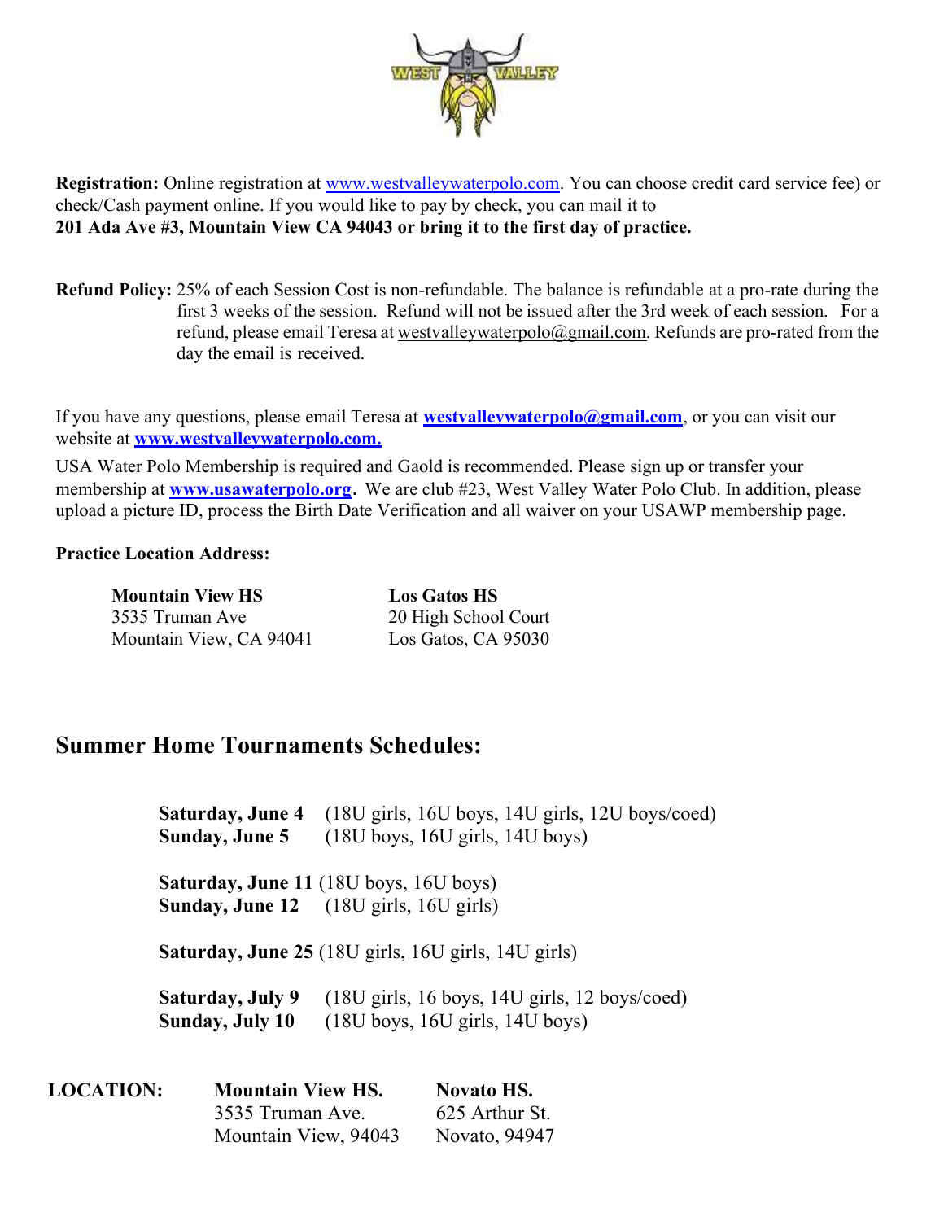**Registration:** Online registration at www.westvalleywaterpolo.com. You can choose credit card service fee) or check/Cash payment online. If you would like to pay by check, you can mail it to
**201 Ada Ave #3, Mountain View CA 94043 or bring it to the first day of practice.**

**Refund Policy:** 25% of each Session Cost is non-refundable. The balance is refundable at a pro-rate during the first 3 weeks of the session. Refund will not be issued after the 3rd week of each session. For a refund, please email Teresa at westvalleywaterpolo@gmail.com. Refunds are pro-rated from the day the email is received.

If you have any questions, please email Teresa at **westvalleywaterpolo@gmail.com**, or you can visit our website at **www.westvalleywaterpolo.com.**

USA Water Polo Membership is required and Gaold is recommended. Please sign up or transfer your membership at **www.usawaterpolo.org**. We are club #23, West Valley Water Polo Club. In addition, please upload a picture ID, process the Birth Date Verification and all waiver on your USAWP membership page.

**Practice Location Address:**

**Mountain View HS**
3535 Truman Ave
Mountain View, CA 94041

**Los Gatos HS**
20 High School Court
Los Gatos, CA 95030

## Summer Home Tournaments Schedules:

**Saturday, June 4** (18U girls, 16U boys, 14U girls, 12U boys/coed)
**Sunday, June 5** (18U boys, 16U girls, 14U boys)

**Saturday, June 11** (18U boys, 16U boys)
**Sunday, June 12** (18U girls, 16U girls)

**Saturday, June 25** (18U girls, 16U girls, 14U girls)

**Saturday, July 9** (18U girls, 16 boys, 14U girls, 12 boys/coed)
**Sunday, July 10** (18U boys, 16U girls, 14U boys)

**LOCATION:**

**Mountain View HS.**
3535 Truman Ave.
Mountain View, 94043

**Novato HS.**
625 Arthur St.
Novato, 94947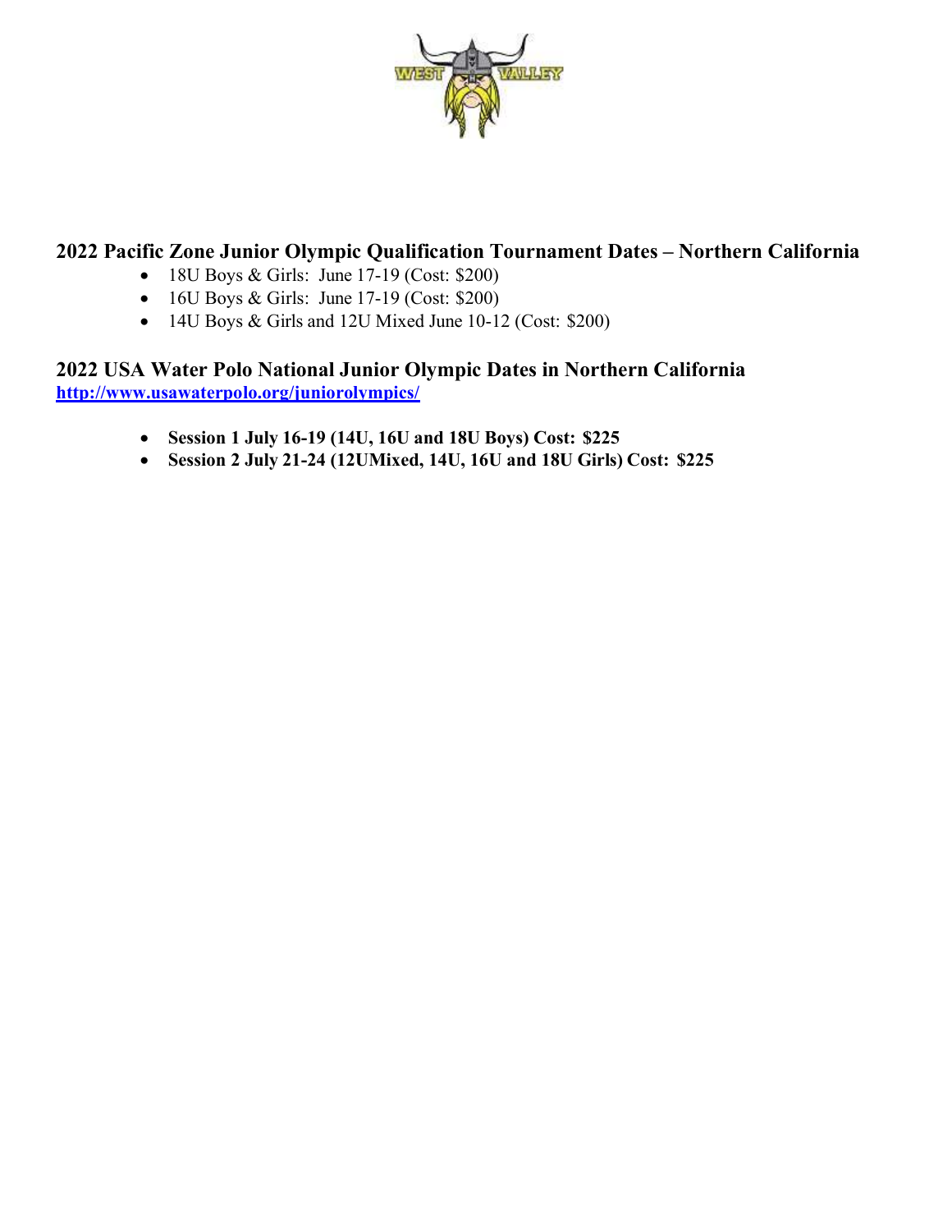## 2022 Pacific Zone Junior Olympic Qualification Tournament Dates – Northern California

- 18U Boys & Girls: June 17-19 (Cost: $200)
- 16U Boys & Girls: June 17-19 (Cost: $200)
- 14U Boys & Girls and 12U Mixed June 10-12 (Cost: $200)

## 2022 USA Water Polo National Junior Olympic Dates in Northern California

**http://www.usawaterpolo.org/juniorolympics/**

- **Session 1 July 16-19 (14U, 16U and 18U Boys) Cost: $225**
- **Session 2 July 21-24 (12UMixed, 14U, 16U and 18U Girls) Cost: $225**